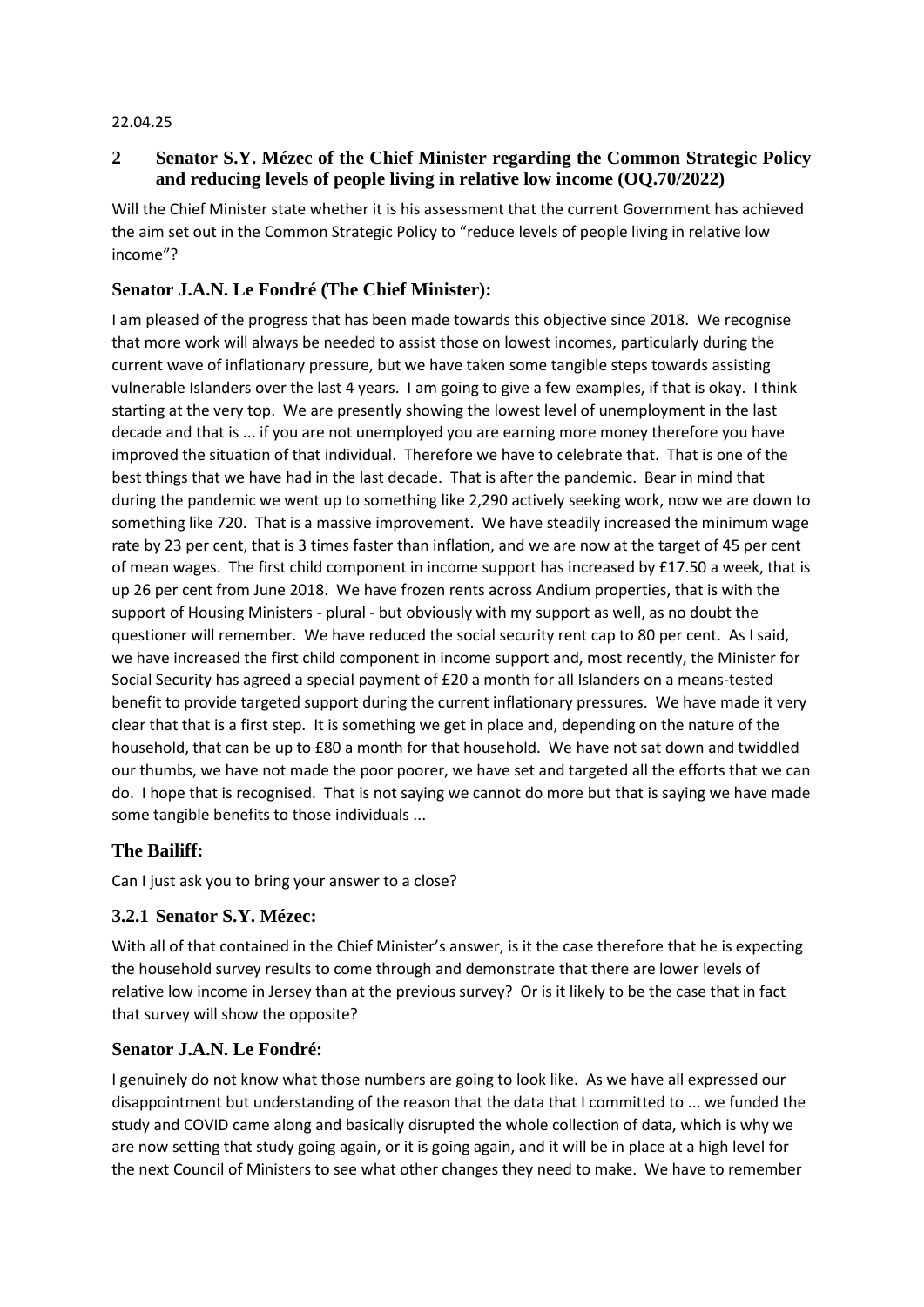22.04.25

## 2 Senator S.Y. Mézec of the Chief Minister regarding the Common Strategic Policy and reducing levels of people living in relative low income (OQ.70/2022)

Will the Chief Minister state whether it is his assessment that the current Government has achieved the aim set out in the Common Strategic Policy to "reduce levels of people living in relative low income"?

### Senator J.A.N. Le Fondré (The Chief Minister):

I am pleased of the progress that has been made towards this objective since 2018. We recognise that more work will always be needed to assist those on lowest incomes, particularly during the current wave of inflationary pressure, but we have taken some tangible steps towards assisting vulnerable Islanders over the last 4 years. I am going to give a few examples, if that is okay. I think starting at the very top. We are presently showing the lowest level of unemployment in the last decade and that is ... if you are not unemployed you are earning more money therefore you have improved the situation of that individual. Therefore we have to celebrate that. That is one of the best things that we have had in the last decade. That is after the pandemic. Bear in mind that during the pandemic we went up to something like 2,290 actively seeking work, now we are down to something like 720. That is a massive improvement. We have steadily increased the minimum wage rate by 23 per cent, that is 3 times faster than inflation, and we are now at the target of 45 per cent of mean wages. The first child component in income support has increased by £17.50 a week, that is up 26 per cent from June 2018. We have frozen rents across Andium properties, that is with the support of Housing Ministers - plural - but obviously with my support as well, as no doubt the questioner will remember. We have reduced the social security rent cap to 80 per cent. As I said, we have increased the first child component in income support and, most recently, the Minister for Social Security has agreed a special payment of £20 a month for all Islanders on a means-tested benefit to provide targeted support during the current inflationary pressures. We have made it very clear that that is a first step. It is something we get in place and, depending on the nature of the household, that can be up to £80 a month for that household. We have not sat down and twiddled our thumbs, we have not made the poor poorer, we have set and targeted all the efforts that we can do. I hope that is recognised. That is not saying we cannot do more but that is saying we have made some tangible benefits to those individuals ...

### The Bailiff:

Can I just ask you to bring your answer to a close?

### 3.2.1 Senator S.Y. Mézec:

With all of that contained in the Chief Minister's answer, is it the case therefore that he is expecting the household survey results to come through and demonstrate that there are lower levels of relative low income in Jersey than at the previous survey? Or is it likely to be the case that in fact that survey will show the opposite?

### Senator J.A.N. Le Fondré:

I genuinely do not know what those numbers are going to look like. As we have all expressed our disappointment but understanding of the reason that the data that I committed to ... we funded the study and COVID came along and basically disrupted the whole collection of data, which is why we are now setting that study going again, or it is going again, and it will be in place at a high level for the next Council of Ministers to see what other changes they need to make. We have to remember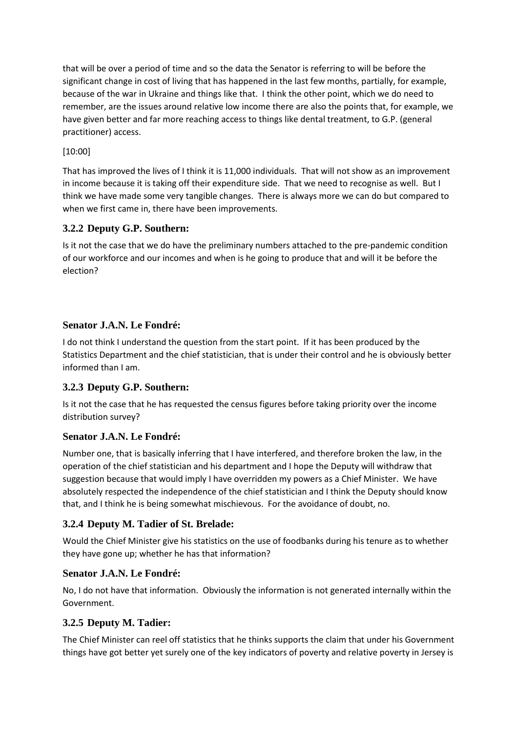that will be over a period of time and so the data the Senator is referring to will be before the significant change in cost of living that has happened in the last few months, partially, for example, because of the war in Ukraine and things like that. I think the other point, which we do need to remember, are the issues around relative low income there are also the points that, for example, we have given better and far more reaching access to things like dental treatment, to G.P. (general practitioner) access.

[10:00]

That has improved the lives of I think it is 11,000 individuals. That will not show as an improvement in income because it is taking off their expenditure side. That we need to recognise as well. But I think we have made some very tangible changes. There is always more we can do but compared to when we first came in, there have been improvements.

### 3.2.2 Deputy G.P. Southern:

Is it not the case that we do have the preliminary numbers attached to the pre-pandemic condition of our workforce and our incomes and when is he going to produce that and will it be before the election?

### Senator J.A.N. Le Fondré:

I do not think I understand the question from the start point. If it has been produced by the Statistics Department and the chief statistician, that is under their control and he is obviously better informed than I am.

### 3.2.3 Deputy G.P. Southern:

Is it not the case that he has requested the census figures before taking priority over the income distribution survey?

### Senator J.A.N. Le Fondré:

Number one, that is basically inferring that I have interfered, and therefore broken the law, in the operation of the chief statistician and his department and I hope the Deputy will withdraw that suggestion because that would imply I have overridden my powers as a Chief Minister. We have absolutely respected the independence of the chief statistician and I think the Deputy should know that, and I think he is being somewhat mischievous. For the avoidance of doubt, no.

### 3.2.4 Deputy M. Tadier of St. Brelade:

Would the Chief Minister give his statistics on the use of foodbanks during his tenure as to whether they have gone up; whether he has that information?

### Senator J.A.N. Le Fondré:

No, I do not have that information. Obviously the information is not generated internally within the Government.

### 3.2.5 Deputy M. Tadier:

The Chief Minister can reel off statistics that he thinks supports the claim that under his Government things have got better yet surely one of the key indicators of poverty and relative poverty in Jersey is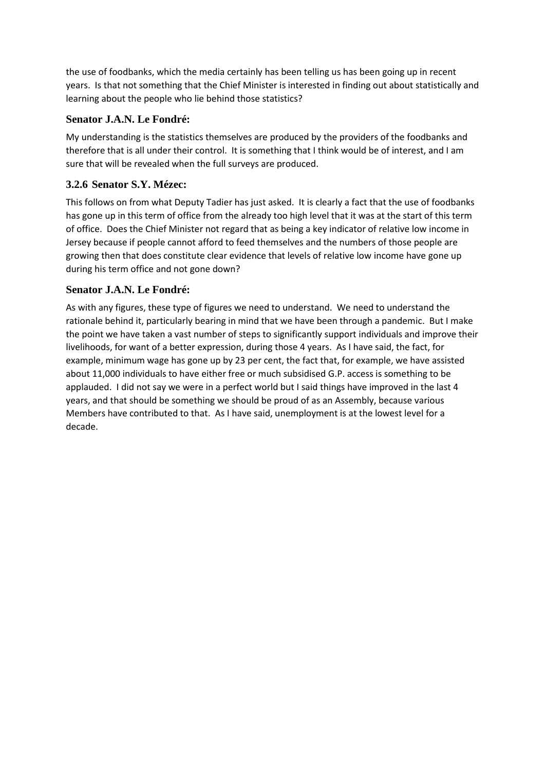the use of foodbanks, which the media certainly has been telling us has been going up in recent years. Is that not something that the Chief Minister is interested in finding out about statistically and learning about the people who lie behind those statistics?

### Senator J.A.N. Le Fondré:

My understanding is the statistics themselves are produced by the providers of the foodbanks and therefore that is all under their control. It is something that I think would be of interest, and I am sure that will be revealed when the full surveys are produced.

### 3.2.6 Senator S.Y. Mézec:

This follows on from what Deputy Tadier has just asked. It is clearly a fact that the use of foodbanks has gone up in this term of office from the already too high level that it was at the start of this term of office. Does the Chief Minister not regard that as being a key indicator of relative low income in Jersey because if people cannot afford to feed themselves and the numbers of those people are growing then that does constitute clear evidence that levels of relative low income have gone up during his term office and not gone down?

### Senator J.A.N. Le Fondré:

As with any figures, these type of figures we need to understand. We need to understand the rationale behind it, particularly bearing in mind that we have been through a pandemic. But I make the point we have taken a vast number of steps to significantly support individuals and improve their livelihoods, for want of a better expression, during those 4 years. As I have said, the fact, for example, minimum wage has gone up by 23 per cent, the fact that, for example, we have assisted about 11,000 individuals to have either free or much subsidised G.P. access is something to be applauded. I did not say we were in a perfect world but I said things have improved in the last 4 years, and that should be something we should be proud of as an Assembly, because various Members have contributed to that. As I have said, unemployment is at the lowest level for a decade.